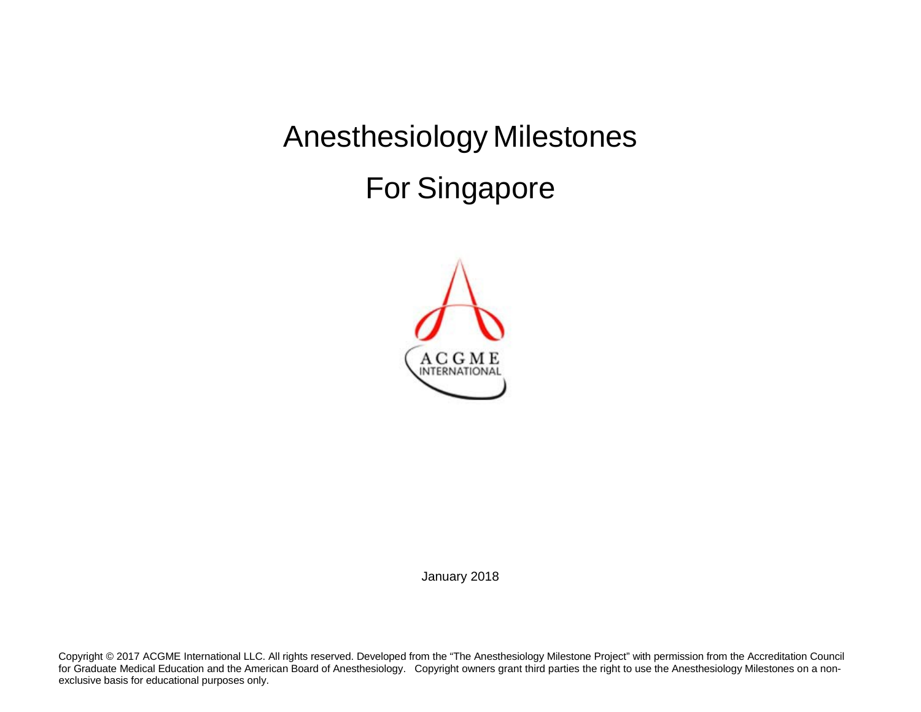# Anesthesiology Milestones

# For Singapore

January 2018

Copyright © 2017 ACGME International LLC. All rights reserved. Developed from the "The Anesthesiology Milestone Project" with permission from the Accreditation Council for Graduate Medical Education and the American Board of Anesthesiology. Copyright owners grant third parties the right to use the Anesthesiology Milestones on a non-exclusive basis for educational purposes only.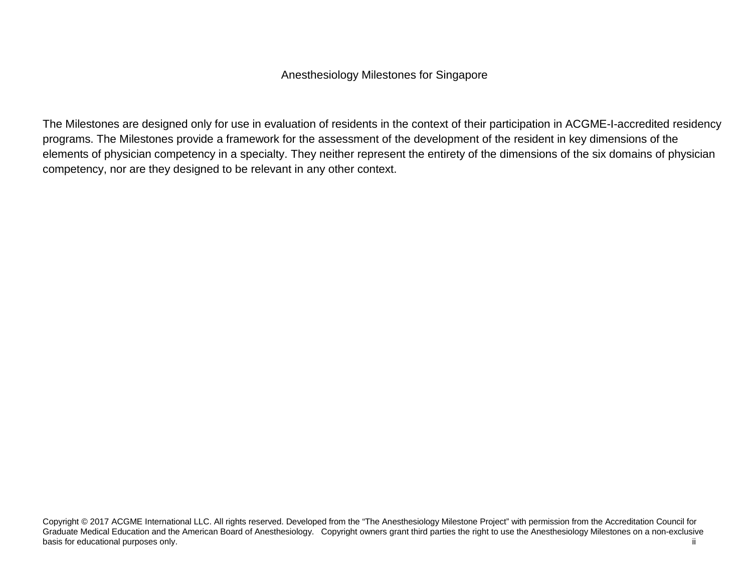Anesthesiology Milestones for Singapore

The Milestones are designed only for use in evaluation of residents in the context of their participation in ACGME-I-accredited residency programs. The Milestones provide a framework for the assessment of the development of the resident in key dimensions of the elements of physician competency in a specialty. They neither represent the entirety of the dimensions of the six domains of physician competency, nor are they designed to be relevant in any other context.

Copyright © 2017 ACGME International LLC. All rights reserved. Developed from the "The Anesthesiology Milestone Project" with permission from the Accreditation Council for Graduate Medical Education and the American Board of Anesthesiology. Copyright owners grant third parties the right to use the Anesthesiology Milestones on a non-exclusive basis for educational purposes only.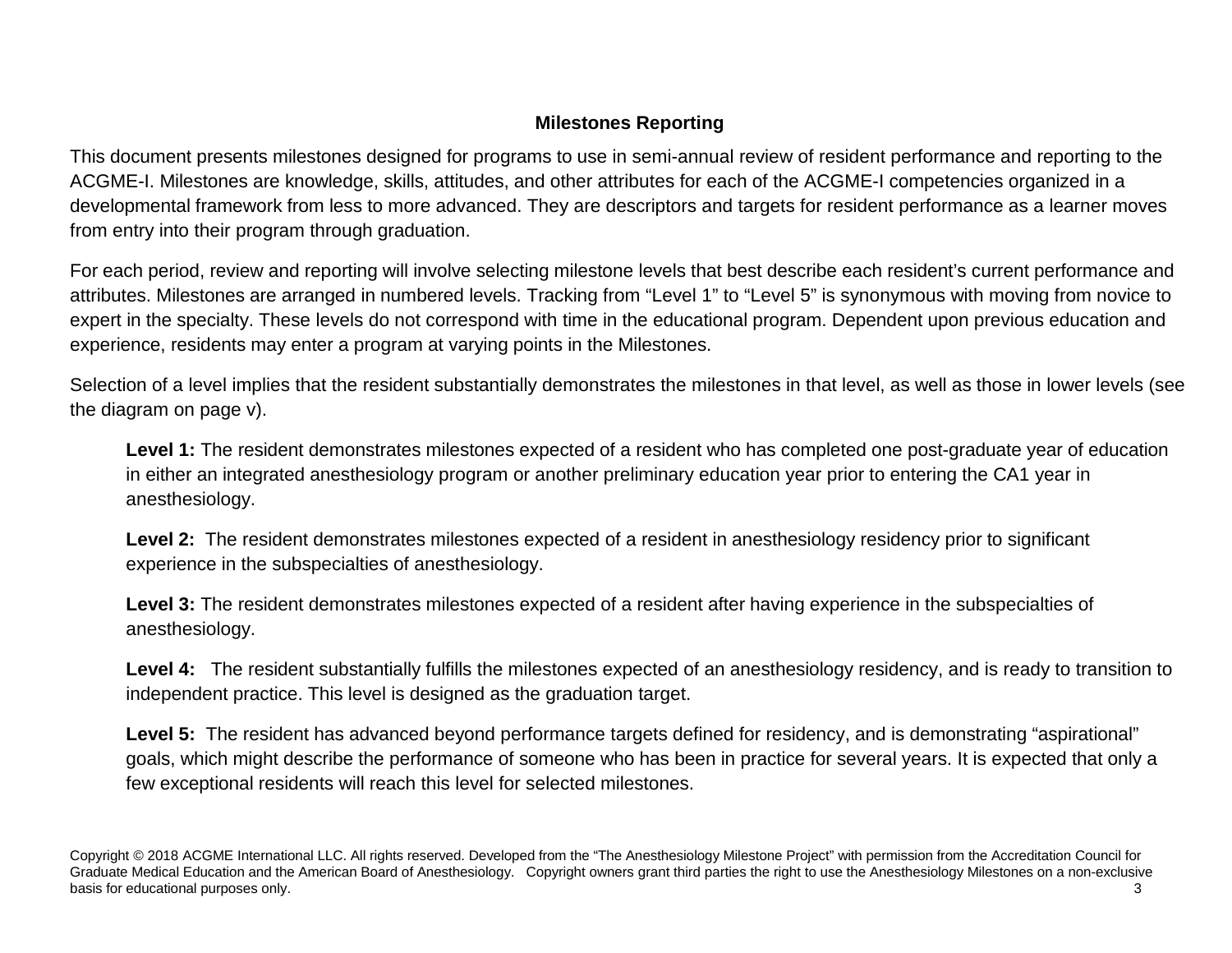## Milestones Reporting

This document presents milestones designed for programs to use in semi-annual review of resident performance and reporting to the ACGME-I. Milestones are knowledge, skills, attitudes, and other attributes for each of the ACGME-I competencies organized in a developmental framework from less to more advanced. They are descriptors and targets for resident performance as a learner moves from entry into their program through graduation.

For each period, review and reporting will involve selecting milestone levels that best describe each resident's current performance and attributes. Milestones are arranged in numbered levels. Tracking from "Level 1" to "Level 5" is synonymous with moving from novice to expert in the specialty. These levels do not correspond with time in the educational program. Dependent upon previous education and experience, residents may enter a program at varying points in the Milestones.

Selection of a level implies that the resident substantially demonstrates the milestones in that level, as well as those in lower levels (see the diagram on page v).

**Level 1:** The resident demonstrates milestones expected of a resident who has completed one post-graduate year of education in either an integrated anesthesiology program or another preliminary education year prior to entering the CA1 year in anesthesiology.

**Level 2:** The resident demonstrates milestones expected of a resident in anesthesiology residency prior to significant experience in the subspecialties of anesthesiology.

**Level 3:** The resident demonstrates milestones expected of a resident after having experience in the subspecialties of anesthesiology.

**Level 4:** The resident substantially fulfills the milestones expected of an anesthesiology residency, and is ready to transition to independent practice. This level is designed as the graduation target.

**Level 5:** The resident has advanced beyond performance targets defined for residency, and is demonstrating "aspirational" goals, which might describe the performance of someone who has been in practice for several years. It is expected that only a few exceptional residents will reach this level for selected milestones.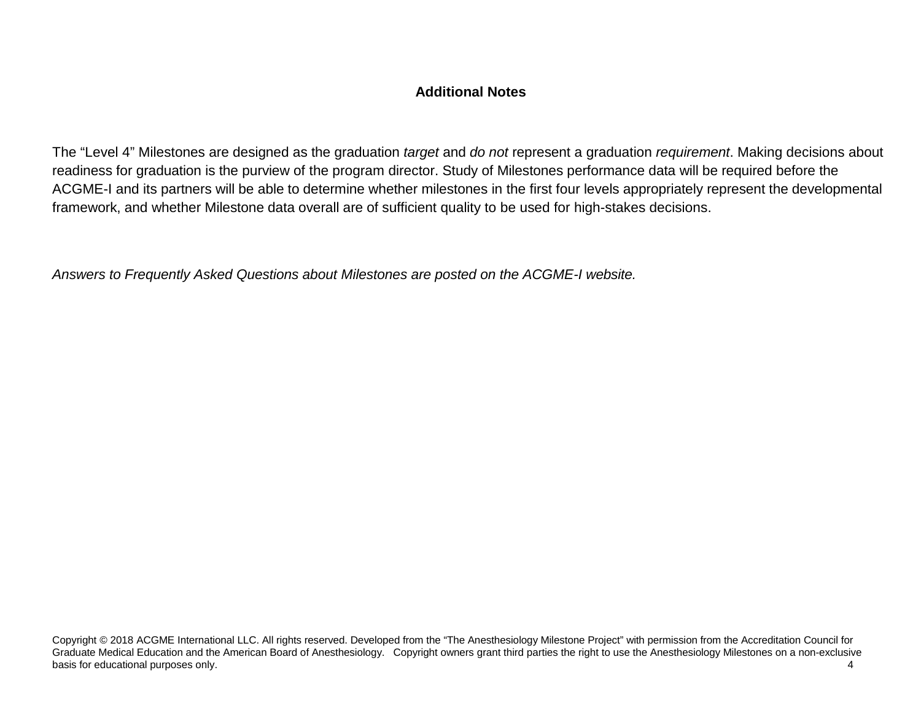## Additional Notes

The "Level 4" Milestones are designed as the graduation *target* and *do not* represent a graduation *requirement*. Making decisions about readiness for graduation is the purview of the program director. Study of Milestones performance data will be required before the ACGME-I and its partners will be able to determine whether milestones in the first four levels appropriately represent the developmental framework, and whether Milestone data overall are of sufficient quality to be used for high-stakes decisions.

*Answers to Frequently Asked Questions about Milestones are posted on the ACGME-I website.*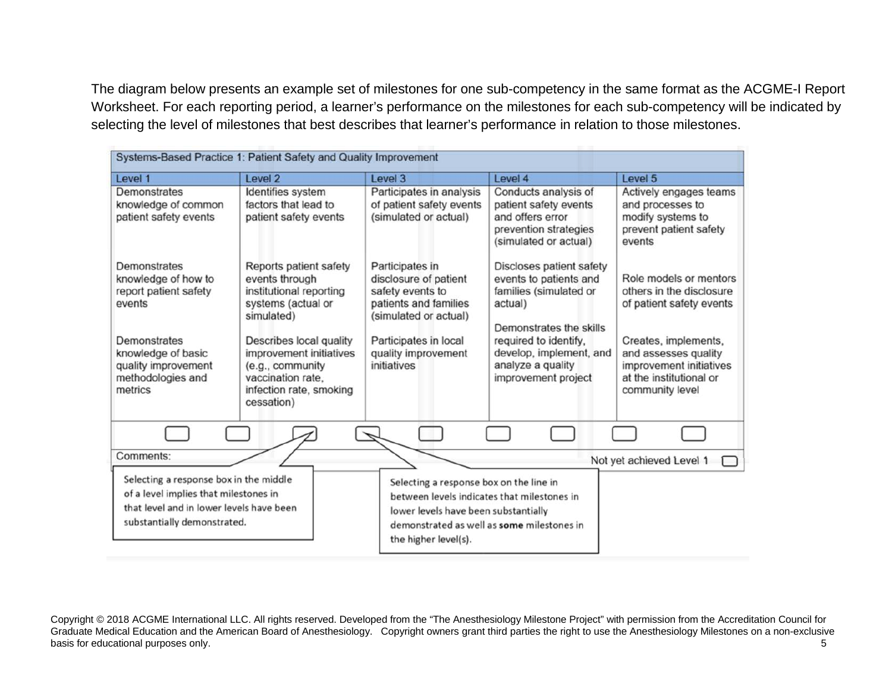The diagram below presents an example set of milestones for one sub-competency in the same format as the ACGME-I Report Worksheet. For each reporting period, a learner's performance on the milestones for each sub-competency will be indicated by selecting the level of milestones that best describes that learner's performance in relation to those milestones.

**Systems-Based Practice 1: Patient Safety and Quality Improvement**

| Level 1 | Level 2 | Level 3 | Level 4 | Level 5 |
|---|---|---|---|---|
| Demonstrates knowledge of common patient safety events | Identifies system factors that lead to patient safety events | Participates in analysis of patient safety events (simulated or actual) | Conducts analysis of patient safety events and offers error prevention strategies (simulated or actual) | Actively engages teams and processes to modify systems to prevent patient safety events |
| Demonstrates knowledge of how to report patient safety events | Reports patient safety events through institutional reporting systems (actual or simulated) | Participates in disclosure of patient safety events to patients and families (simulated or actual) | Discloses patient safety events to patients and families (simulated or actual) | Role models or mentors others in the disclosure of patient safety events |
| Demonstrates knowledge of basic quality improvement methodologies and metrics | Describes local quality improvement initiatives (e.g., community vaccination rate, infection rate, smoking cessation) | Participates in local quality improvement initiatives | Demonstrates the skills required to identify, develop, implement, and analyze a quality improvement project | Creates, implements, and assesses quality improvement initiatives at the institutional or community level |

Comments:

Not yet achieved Level 1

Selecting a response box in the middle of a level implies that milestones in that level and in lower levels have been substantially demonstrated.

Selecting a response box on the line in between levels indicates that milestones in lower levels have been substantially demonstrated as well as **some** milestones in the higher level(s).

Copyright © 2018 ACGME International LLC. All rights reserved. Developed from the "The Anesthesiology Milestone Project" with permission from the Accreditation Council for Graduate Medical Education and the American Board of Anesthesiology. Copyright owners grant third parties the right to use the Anesthesiology Milestones on a non-exclusive basis for educational purposes only.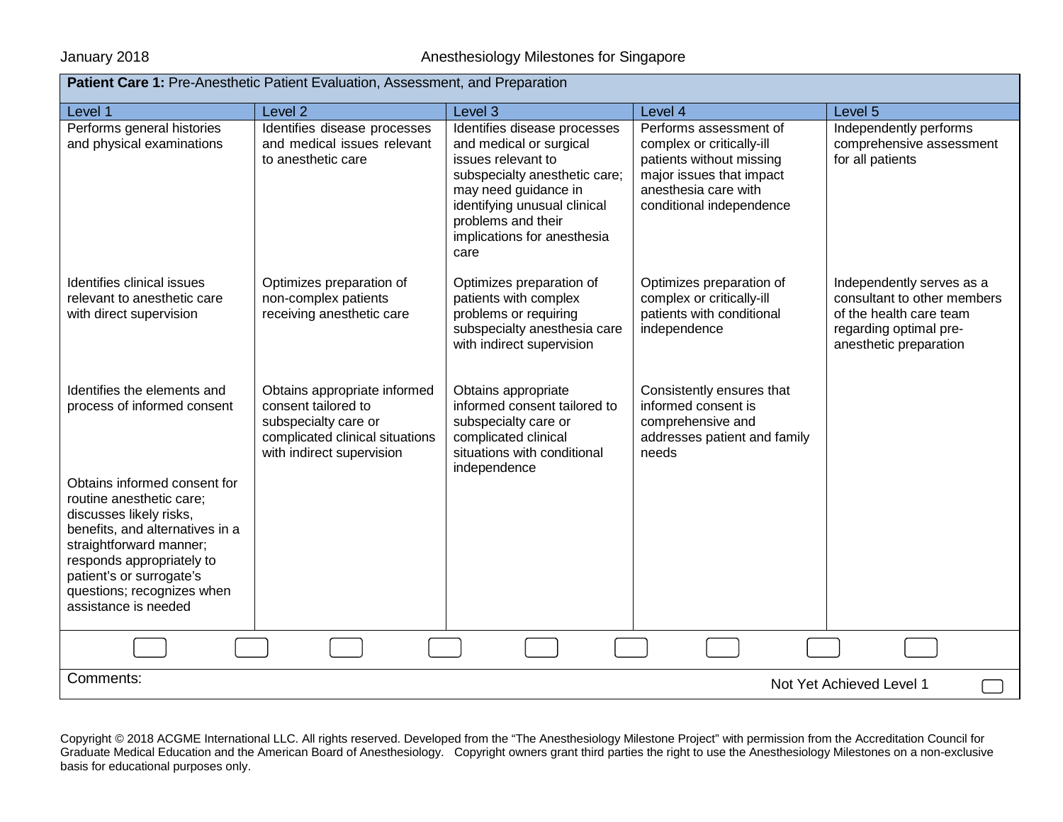**Patient Care 1:** Pre-Anesthetic Patient Evaluation, Assessment, and Preparation

| Level 1 | Level 2 | Level 3 | Level 4 | Level 5 |
|---|---|---|---|---|
| Performs general histories and physical examinations | Identifies disease processes and medical issues relevant to anesthetic care | Identifies disease processes and medical or surgical issues relevant to subspecialty anesthetic care; may need guidance in identifying unusual clinical problems and their implications for anesthesia care | Performs assessment of complex or critically-ill patients without missing major issues that impact anesthesia care with conditional independence | Independently performs comprehensive assessment for all patients |
| Identifies clinical issues relevant to anesthetic care with direct supervision | Optimizes preparation of non-complex patients receiving anesthetic care | Optimizes preparation of patients with complex problems or requiring subspecialty anesthesia care with indirect supervision | Optimizes preparation of complex or critically-ill patients with conditional independence | Independently serves as a consultant to other members of the health care team regarding optimal pre-anesthetic preparation |
| Identifies the elements and process of informed consent | Obtains appropriate informed consent tailored to subspecialty care or complicated clinical situations with indirect supervision | Obtains appropriate informed consent tailored to subspecialty care or complicated clinical situations with conditional independence | Consistently ensures that informed consent is comprehensive and addresses patient and family needs | |
| Obtains informed consent for routine anesthetic care; discusses likely risks, benefits, and alternatives in a straightforward manner; responds appropriately to patient's or surrogate's questions; recognizes when assistance is needed | | | | |

Comments:

Not Yet Achieved Level 1

Copyright © 2018 ACGME International LLC. All rights reserved. Developed from the "The Anesthesiology Milestone Project" with permission from the Accreditation Council for Graduate Medical Education and the American Board of Anesthesiology. Copyright owners grant third parties the right to use the Anesthesiology Milestones on a non-exclusive basis for educational purposes only.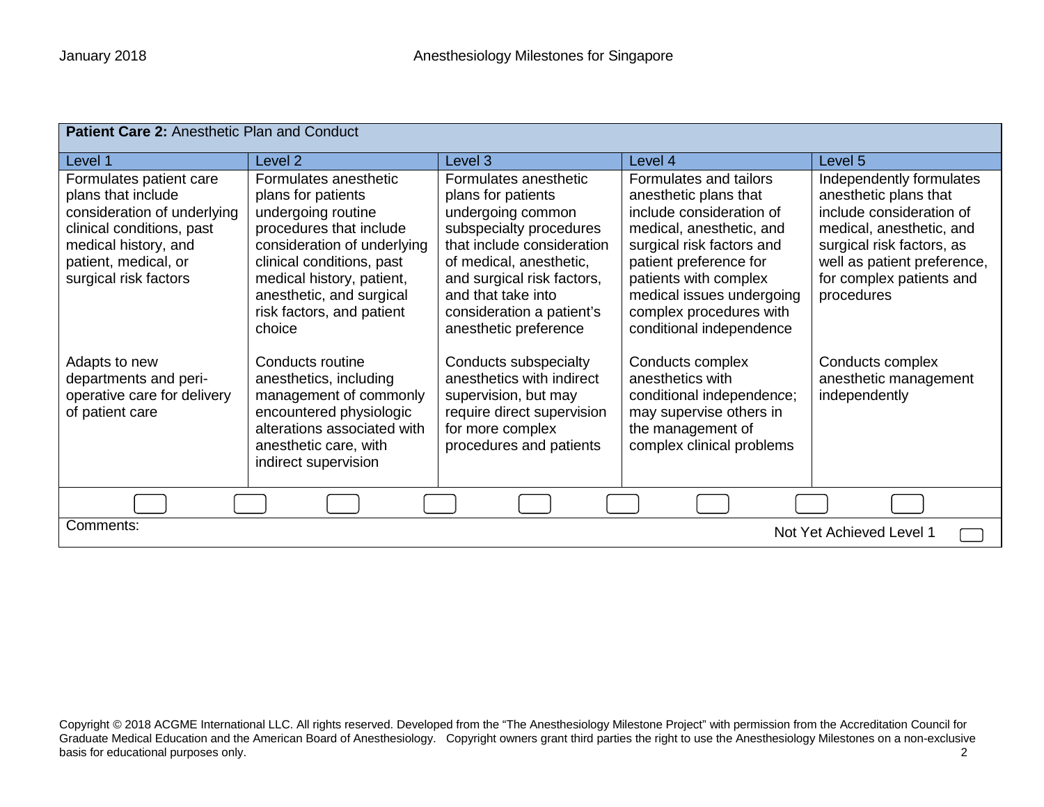| **Patient Care 2:** Anesthetic Plan and Conduct | | | | |
|---|---|---|---|---|
| Level 1 | Level 2 | Level 3 | Level 4 | Level 5 |
| Formulates patient care plans that include consideration of underlying clinical conditions, past medical history, and patient, medical, or surgical risk factors | Formulates anesthetic plans for patients undergoing routine procedures that include consideration of underlying clinical conditions, past medical history, patient, anesthetic, and surgical risk factors, and patient choice | Formulates anesthetic plans for patients undergoing common subspecialty procedures that include consideration of medical, anesthetic, and surgical risk factors, and that take into consideration a patient's anesthetic preference | Formulates and tailors anesthetic plans that include consideration of medical, anesthetic, and surgical risk factors and patient preference for patients with complex medical issues undergoing complex procedures with conditional independence | Independently formulates anesthetic plans that include consideration of medical, anesthetic, and surgical risk factors, as well as patient preference, for complex patients and procedures |
| Adapts to new departments and peri-operative care for delivery of patient care | Conducts routine anesthetics, including management of commonly encountered physiologic alterations associated with anesthetic care, with indirect supervision | Conducts subspecialty anesthetics with indirect supervision, but may require direct supervision for more complex procedures and patients | Conducts complex anesthetics with conditional independence; may supervise others in the management of complex clinical problems | Conducts complex anesthetic management independently |

Comments:

Not Yet Achieved Level 1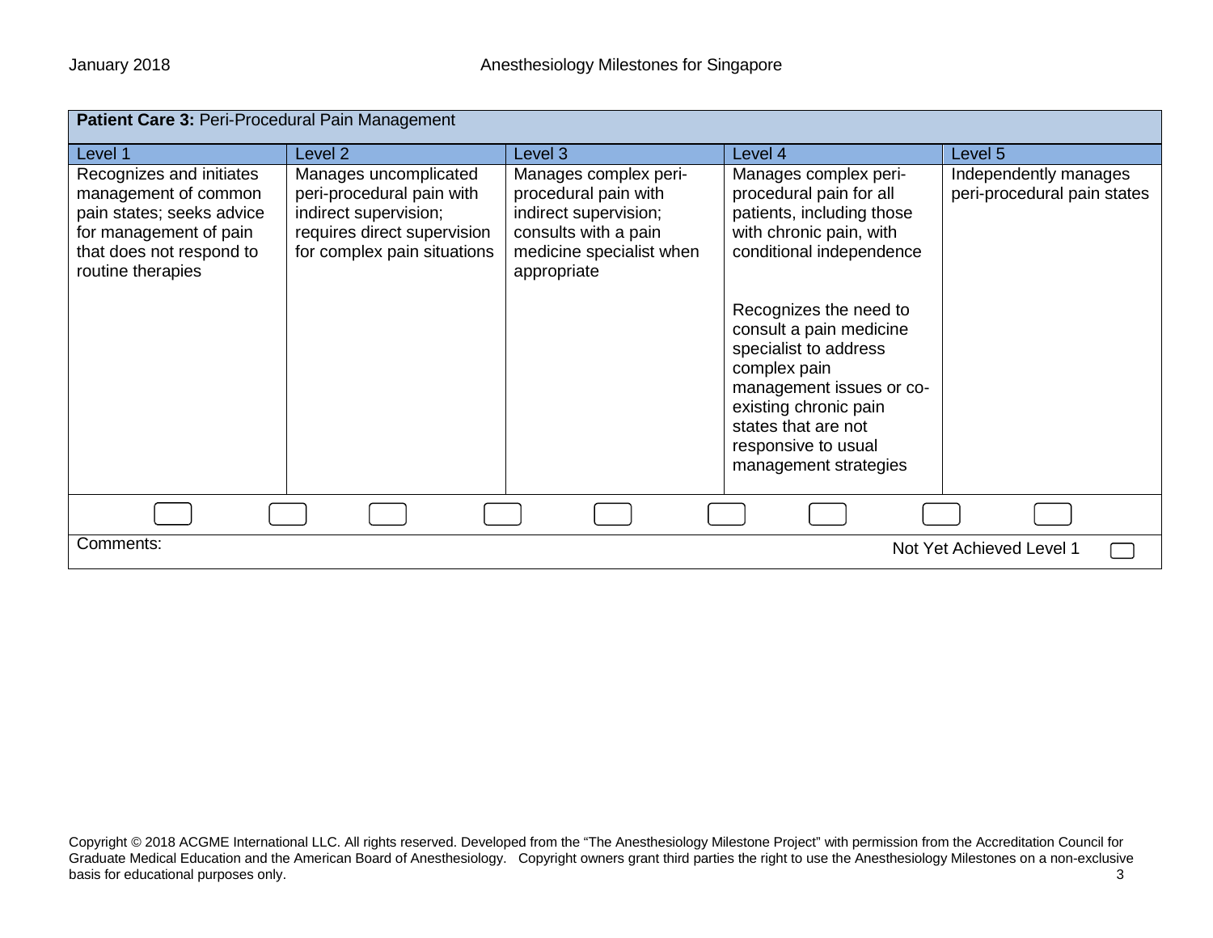| **Patient Care 3:** Peri-Procedural Pain Management | | | | |
|---|---|---|---|---|
| Level 1 | Level 2 | Level 3 | Level 4 | Level 5 |
| Recognizes and initiates management of common pain states; seeks advice for management of pain that does not respond to routine therapies | Manages uncomplicated peri-procedural pain with indirect supervision; requires direct supervision for complex pain situations | Manages complex peri-procedural pain with indirect supervision; consults with a pain medicine specialist when appropriate | Manages complex peri-procedural pain for all patients, including those with chronic pain, with conditional independence<br><br>Recognizes the need to consult a pain medicine specialist to address complex pain management issues or co-existing chronic pain states that are not responsive to usual management strategies | Independently manages peri-procedural pain states |

Comments:

Not Yet Achieved Level 1

Copyright © 2018 ACGME International LLC. All rights reserved. Developed from the "The Anesthesiology Milestone Project" with permission from the Accreditation Council for Graduate Medical Education and the American Board of Anesthesiology. Copyright owners grant third parties the right to use the Anesthesiology Milestones on a non-exclusive basis for educational purposes only.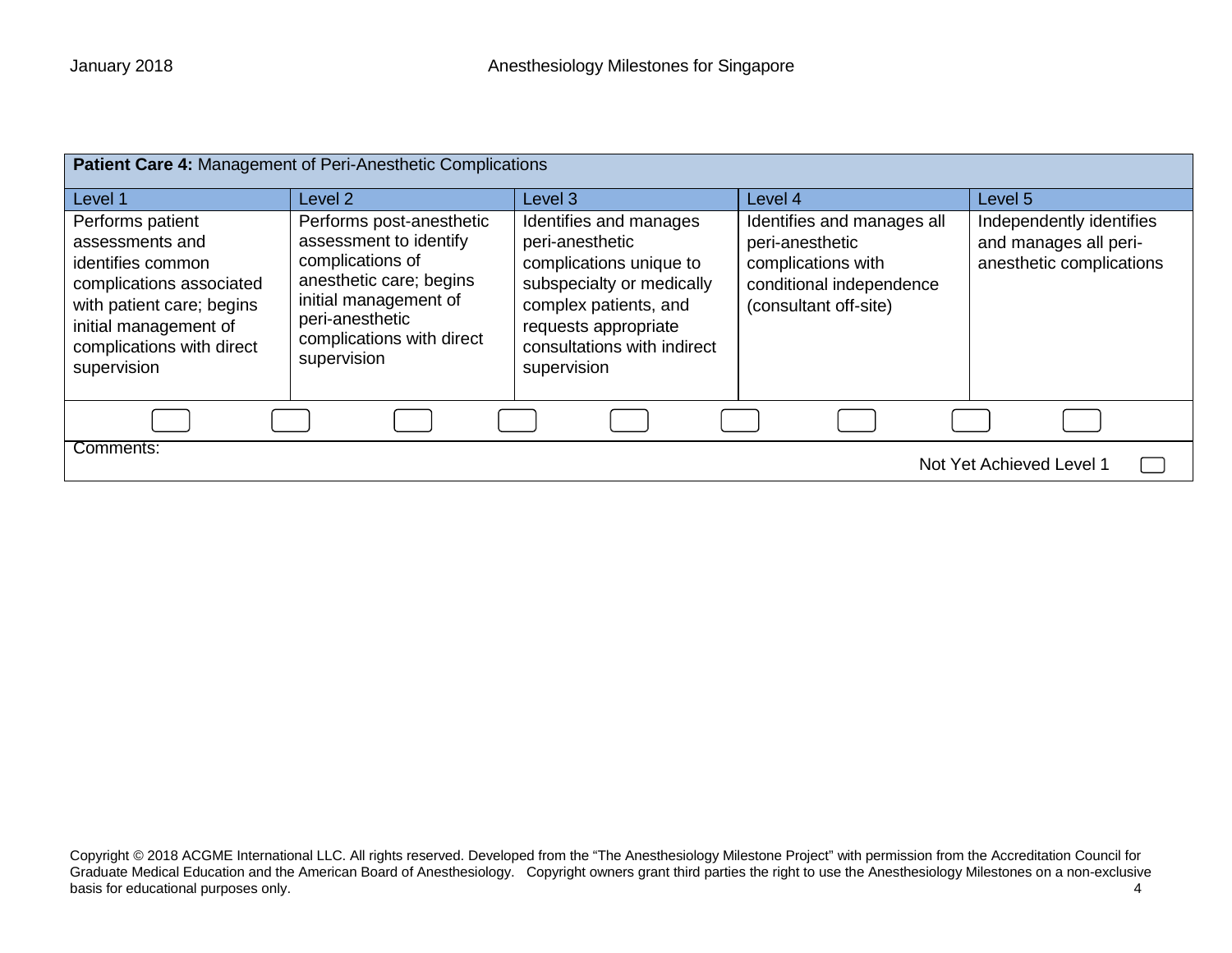| **Patient Care 4:** Management of Peri-Anesthetic Complications | | | | |
|---|---|---|---|---|
| Level 1 | Level 2 | Level 3 | Level 4 | Level 5 |
| Performs patient assessments and identifies common complications associated with patient care; begins initial management of complications with direct supervision | Performs post-anesthetic assessment to identify complications of anesthetic care; begins initial management of peri-anesthetic complications with direct supervision | Identifies and manages peri-anesthetic complications unique to subspecialty or medically complex patients, and requests appropriate consultations with indirect supervision | Identifies and manages all peri-anesthetic complications with conditional independence (consultant off-site) | Independently identifies and manages all peri-anesthetic complications |

Comments:

Not Yet Achieved Level 1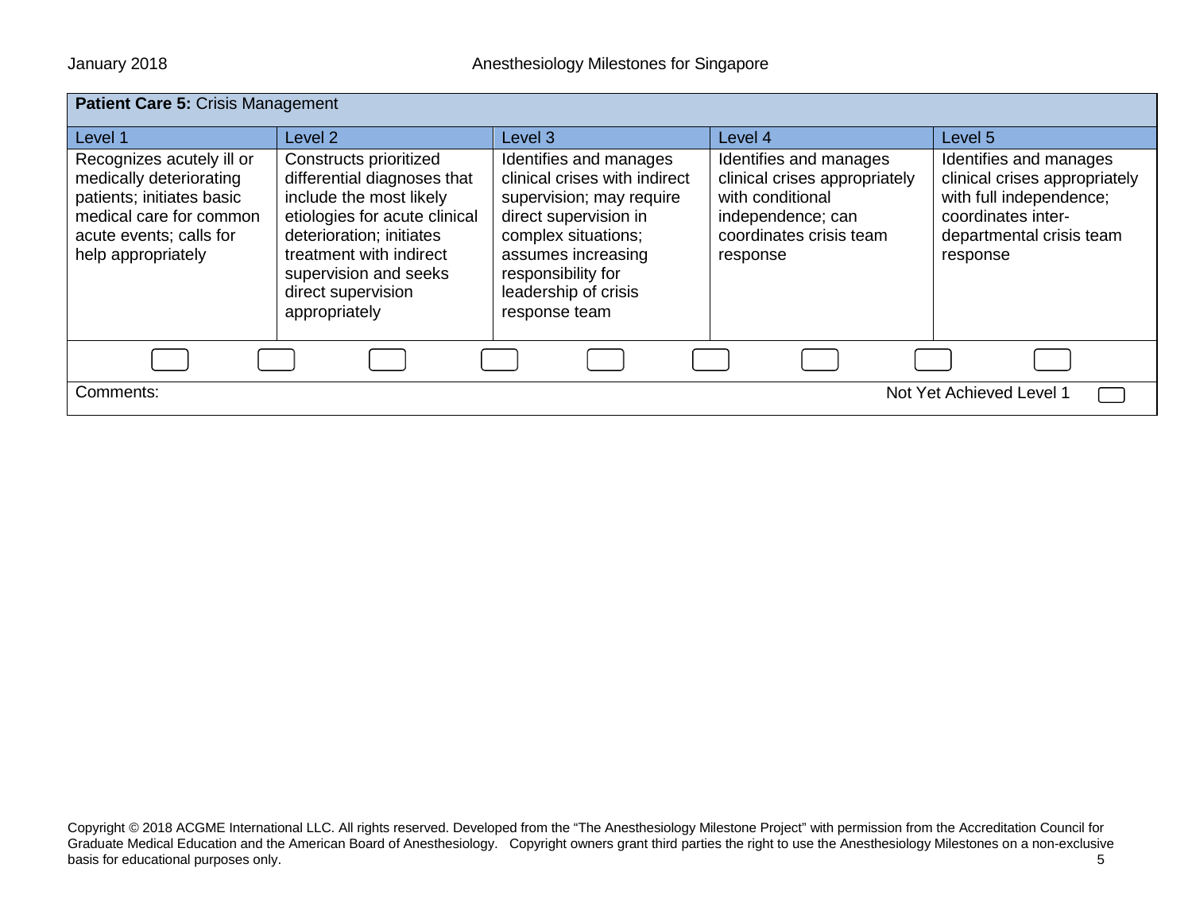| **Patient Care 5:** Crisis Management | | | | |
|---|---|---|---|---|
| Level 1 | Level 2 | Level 3 | Level 4 | Level 5 |
| Recognizes acutely ill or medically deteriorating patients; initiates basic medical care for common acute events; calls for help appropriately | Constructs prioritized differential diagnoses that include the most likely etiologies for acute clinical deterioration; initiates treatment with indirect supervision and seeks direct supervision appropriately | Identifies and manages clinical crises with indirect supervision; may require direct supervision in complex situations; assumes increasing responsibility for leadership of crisis response team | Identifies and manages clinical crises appropriately with conditional independence; can coordinates crisis team response | Identifies and manages clinical crises appropriately with full independence; coordinates inter-departmental crisis team response |

Comments:

Not Yet Achieved Level 1

Copyright © 2018 ACGME International LLC. All rights reserved. Developed from the "The Anesthesiology Milestone Project" with permission from the Accreditation Council for Graduate Medical Education and the American Board of Anesthesiology. Copyright owners grant third parties the right to use the Anesthesiology Milestones on a non-exclusive basis for educational purposes only.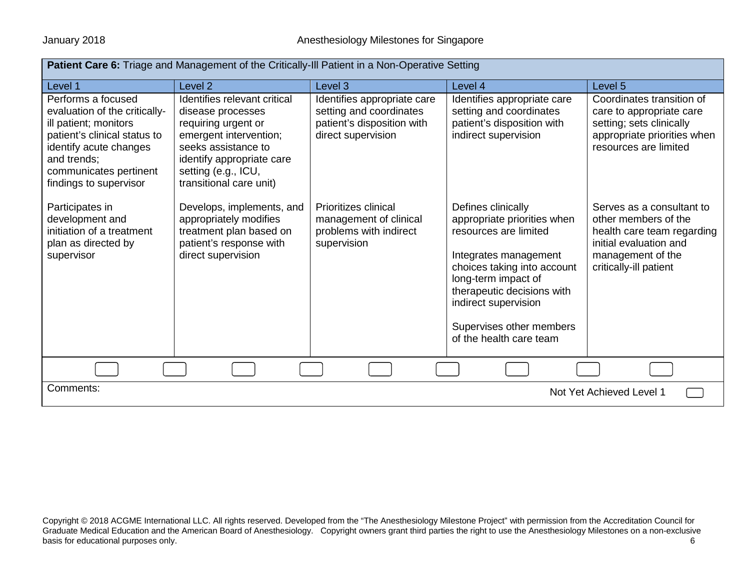**Patient Care 6:** Triage and Management of the Critically-Ill Patient in a Non-Operative Setting

| Level 1 | Level 2 | Level 3 | Level 4 | Level 5 |
|---|---|---|---|---|
| Performs a focused evaluation of the critically-ill patient; monitors patient's clinical status to identify acute changes and trends; communicates pertinent findings to supervisor | Identifies relevant critical disease processes requiring urgent or emergent intervention; seeks assistance to identify appropriate care setting (e.g., ICU, transitional care unit) | Identifies appropriate care setting and coordinates patient's disposition with direct supervision | Identifies appropriate care setting and coordinates patient's disposition with indirect supervision | Coordinates transition of care to appropriate care setting; sets clinically appropriate priorities when resources are limited |
| Participates in development and initiation of a treatment plan as directed by supervisor | Develops, implements, and appropriately modifies treatment plan based on patient's response with direct supervision | Prioritizes clinical management of clinical problems with indirect supervision | Defines clinically appropriate priorities when resources are limited<br><br>Integrates management choices taking into account long-term impact of therapeutic decisions with indirect supervision<br><br>Supervises other members of the health care team | Serves as a consultant to other members of the health care team regarding initial evaluation and management of the critically-ill patient |

Comments:

Not Yet Achieved Level 1

Copyright © 2018 ACGME International LLC. All rights reserved. Developed from the "The Anesthesiology Milestone Project" with permission from the Accreditation Council for Graduate Medical Education and the American Board of Anesthesiology. Copyright owners grant third parties the right to use the Anesthesiology Milestones on a non-exclusive basis for educational purposes only.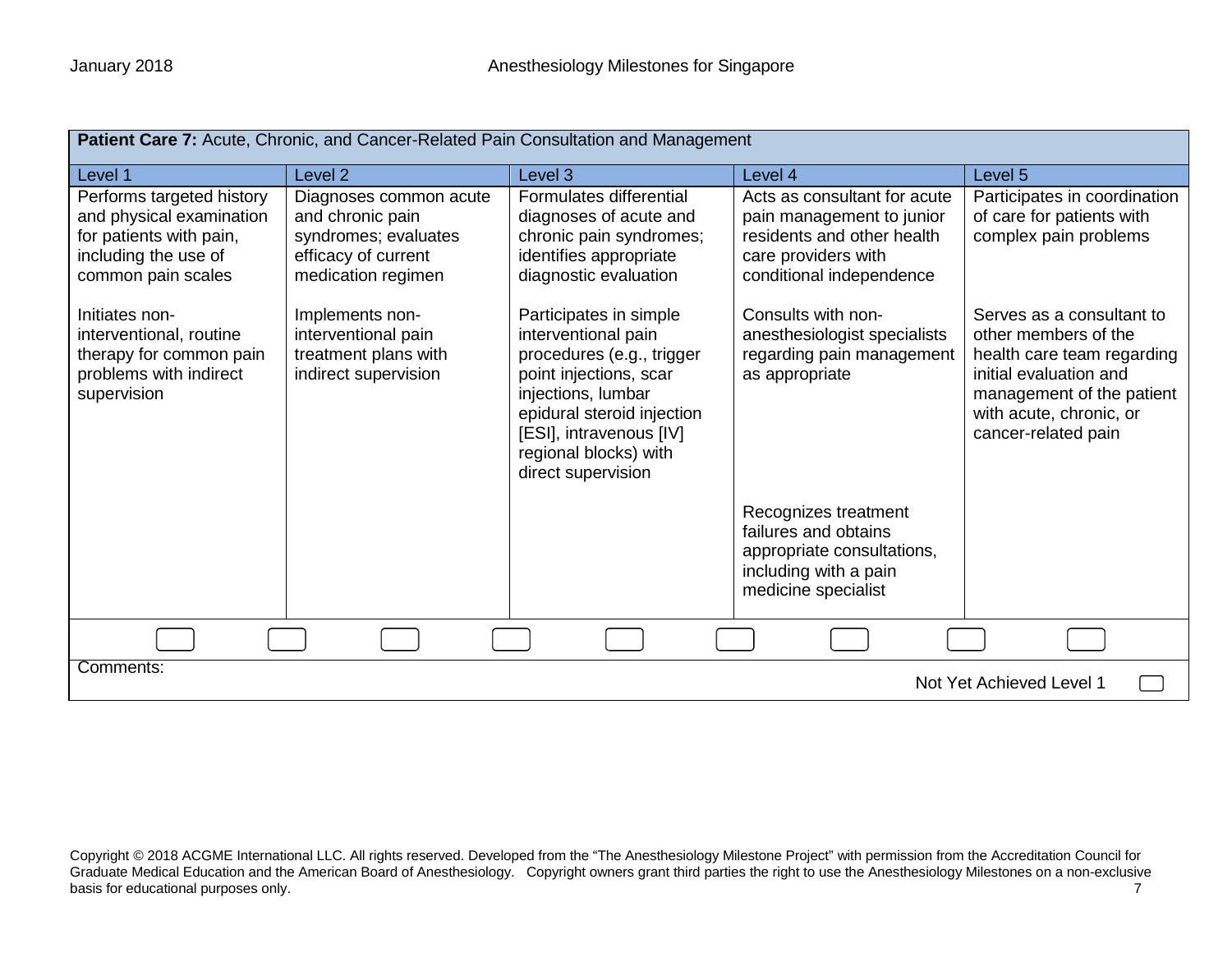| **Patient Care 7:** Acute, Chronic, and Cancer-Related Pain Consultation and Management | | | | |
|---|---|---|---|---|
| Level 1 | Level 2 | Level 3 | Level 4 | Level 5 |
| Performs targeted history and physical examination for patients with pain, including the use of common pain scales<br><br>Initiates non-interventional, routine therapy for common pain problems with indirect supervision | Diagnoses common acute and chronic pain syndromes; evaluates efficacy of current medication regimen<br><br>Implements non-interventional pain treatment plans with indirect supervision | Formulates differential diagnoses of acute and chronic pain syndromes; identifies appropriate diagnostic evaluation<br><br>Participates in simple interventional pain procedures (e.g., trigger point injections, scar injections, lumbar epidural steroid injection [ESI], intravenous [IV] regional blocks) with direct supervision | Acts as consultant for acute pain management to junior residents and other health care providers with conditional independence<br><br>Consults with non-anesthesiologist specialists regarding pain management as appropriate<br><br>Recognizes treatment failures and obtains appropriate consultations, including with a pain medicine specialist | Participates in coordination of care for patients with complex pain problems<br><br>Serves as a consultant to other members of the health care team regarding initial evaluation and management of the patient with acute, chronic, or cancer-related pain |

Comments:

Not Yet Achieved Level 1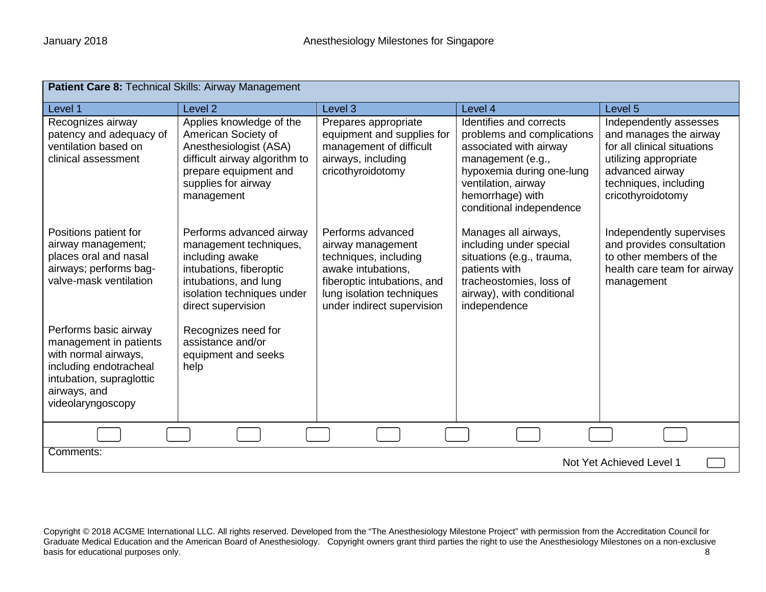| **Patient Care 8:** Technical Skills: Airway Management | | | | |
|---|---|---|---|---|
| Level 1 | Level 2 | Level 3 | Level 4 | Level 5 |
| Recognizes airway patency and adequacy of ventilation based on clinical assessment | Applies knowledge of the American Society of Anesthesiologist (ASA) difficult airway algorithm to prepare equipment and supplies for airway management | Prepares appropriate equipment and supplies for management of difficult airways, including cricothyroidotomy | Identifies and corrects problems and complications associated with airway management (e.g., hypoxemia during one-lung ventilation, airway hemorrhage) with conditional independence | Independently assesses and manages the airway for all clinical situations utilizing appropriate advanced airway techniques, including cricothyroidotomy |
| Positions patient for airway management; places oral and nasal airways; performs bag-valve-mask ventilation | Performs advanced airway management techniques, including awake intubations, fiberoptic intubations, and lung isolation techniques under direct supervision | Performs advanced airway management techniques, including awake intubations, fiberoptic intubations, and lung isolation techniques under indirect supervision | Manages all airways, including under special situations (e.g., trauma, patients with tracheostomies, loss of airway), with conditional independence | Independently supervises and provides consultation to other members of the health care team for airway management |
| Performs basic airway management in patients with normal airways, including endotracheal intubation, supraglottic airways, and videolaryngoscopy | Recognizes need for assistance and/or equipment and seeks help | | | |

Comments:

Not Yet Achieved Level 1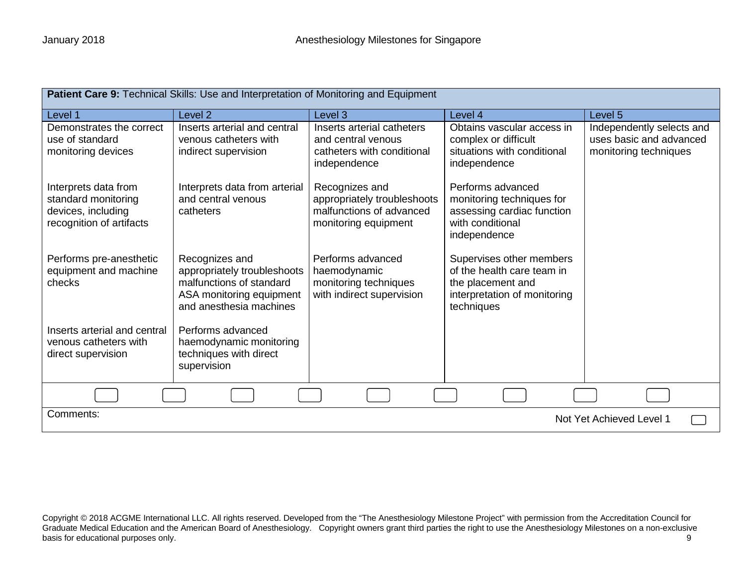| **Patient Care 9:** Technical Skills: Use and Interpretation of Monitoring and Equipment | | | | |
|---|---|---|---|---|
| Level 1 | Level 2 | Level 3 | Level 4 | Level 5 |
| Demonstrates the correct use of standard monitoring devices<br><br>Interprets data from standard monitoring devices, including recognition of artifacts<br><br>Performs pre-anesthetic equipment and machine checks<br><br>Inserts arterial and central venous catheters with direct supervision | Inserts arterial and central venous catheters with indirect supervision<br><br>Interprets data from arterial and central venous catheters<br><br>Recognizes and appropriately troubleshoots malfunctions of standard ASA monitoring equipment and anesthesia machines<br><br>Performs advanced haemodynamic monitoring techniques with direct supervision | Inserts arterial catheters and central venous catheters with conditional independence<br><br>Recognizes and appropriately troubleshoots malfunctions of advanced monitoring equipment<br><br>Performs advanced haemodynamic monitoring techniques with indirect supervision | Obtains vascular access in complex or difficult situations with conditional independence<br><br>Performs advanced monitoring techniques for assessing cardiac function with conditional independence<br><br>Supervises other members of the health care team in the placement and interpretation of monitoring techniques | Independently selects and uses basic and advanced monitoring techniques |

Comments:

Not Yet Achieved Level 1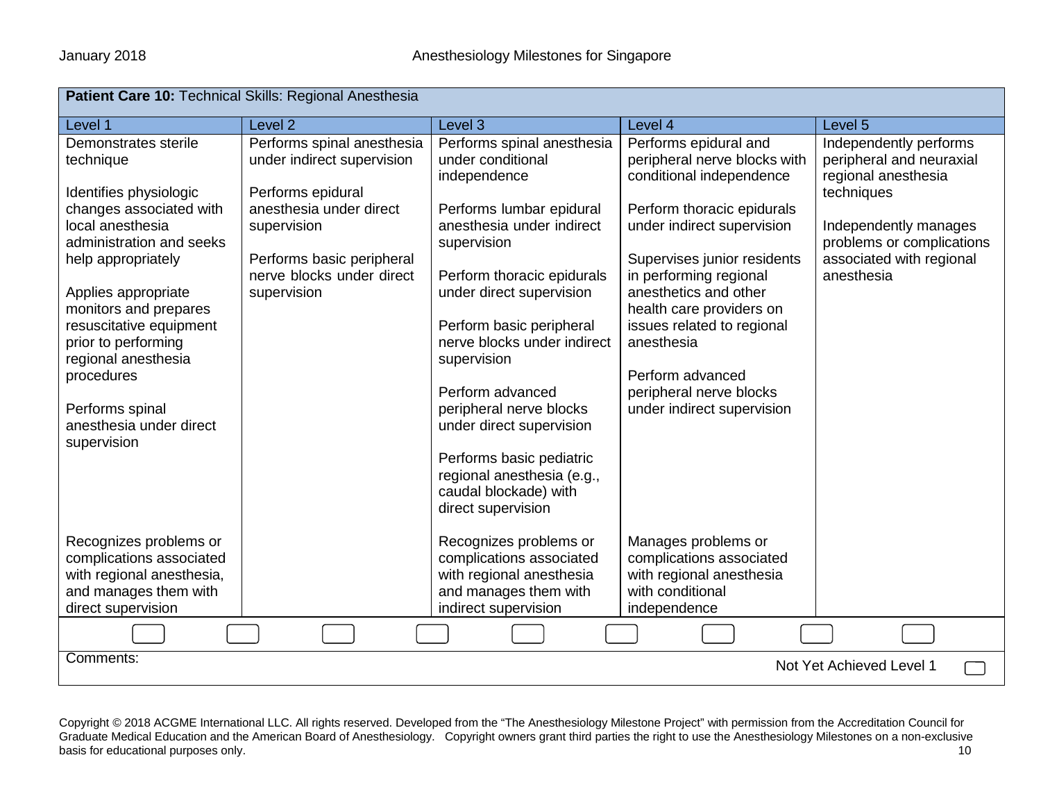| **Patient Care 10:** Technical Skills: Regional Anesthesia | | | | |
|---|---|---|---|---|
| Level 1 | Level 2 | Level 3 | Level 4 | Level 5 |
| Demonstrates sterile technique<br><br>Identifies physiologic changes associated with local anesthesia administration and seeks help appropriately<br><br>Applies appropriate monitors and prepares resuscitative equipment prior to performing regional anesthesia procedures<br><br>Performs spinal anesthesia under direct supervision | Performs spinal anesthesia under indirect supervision<br><br>Performs epidural anesthesia under direct supervision<br><br>Performs basic peripheral nerve blocks under direct supervision | Performs spinal anesthesia under conditional independence<br><br>Performs lumbar epidural anesthesia under indirect supervision<br><br>Perform thoracic epidurals under direct supervision<br><br>Perform basic peripheral nerve blocks under indirect supervision<br><br>Perform advanced peripheral nerve blocks under direct supervision<br><br>Performs basic pediatric regional anesthesia (e.g., caudal blockade) with direct supervision | Performs epidural and peripheral nerve blocks with conditional independence<br><br>Perform thoracic epidurals under indirect supervision<br><br>Supervises junior residents in performing regional anesthetics and other health care providers on issues related to regional anesthesia<br><br>Perform advanced peripheral nerve blocks under indirect supervision | Independently performs peripheral and neuraxial regional anesthesia techniques<br><br>Independently manages problems or complications associated with regional anesthesia |
| Recognizes problems or complications associated with regional anesthesia, and manages them with direct supervision | | Recognizes problems or complications associated with regional anesthesia and manages them with indirect supervision | Manages problems or complications associated with regional anesthesia with conditional independence | |

Comments:

Not Yet Achieved Level 1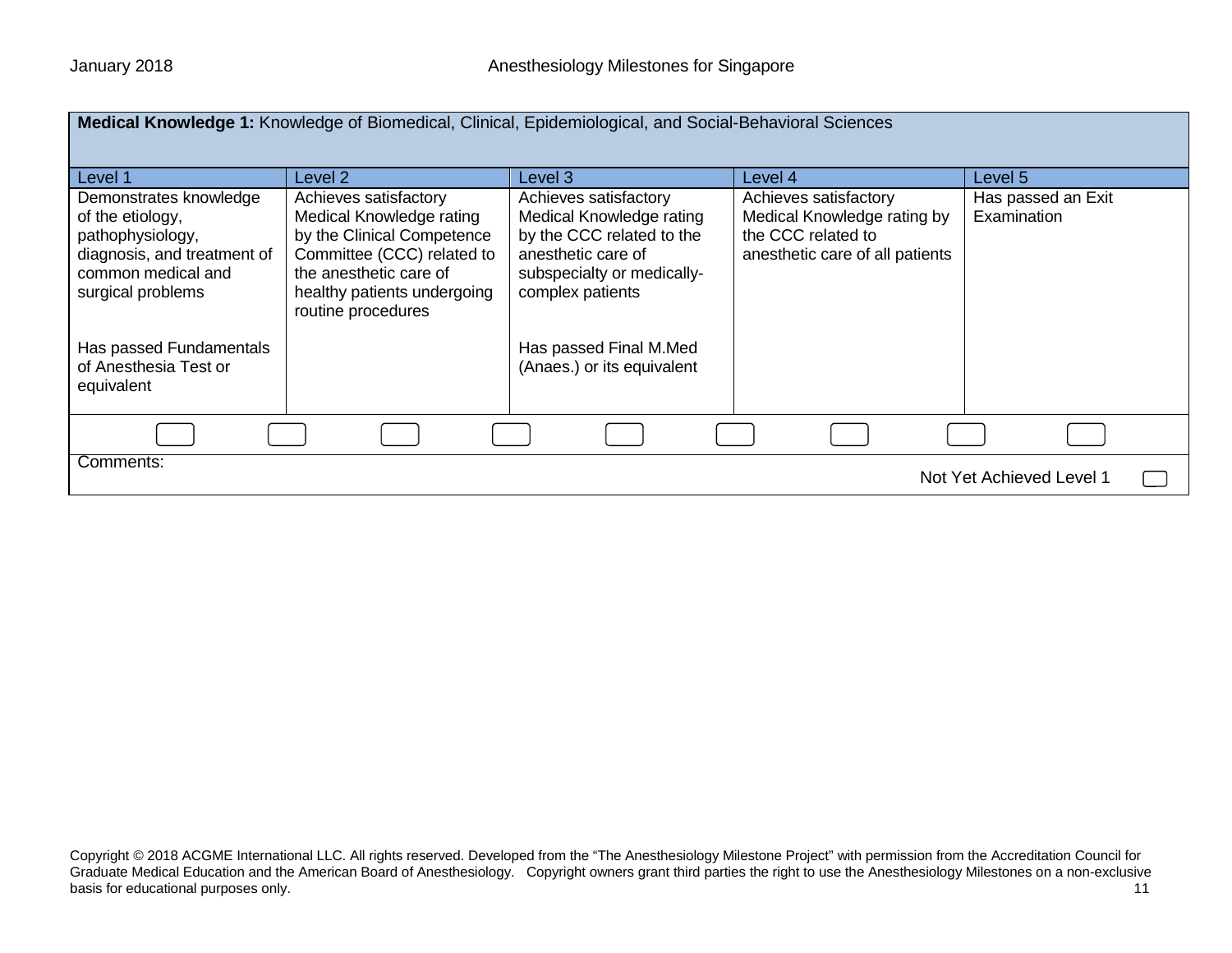**Medical Knowledge 1:** Knowledge of Biomedical, Clinical, Epidemiological, and Social-Behavioral Sciences

| Level 1 | Level 2 | Level 3 | Level 4 | Level 5 |
|---|---|---|---|---|
| Demonstrates knowledge of the etiology, pathophysiology, diagnosis, and treatment of common medical and surgical problems<br><br>Has passed Fundamentals of Anesthesia Test or equivalent | Achieves satisfactory Medical Knowledge rating by the Clinical Competence Committee (CCC) related to the anesthetic care of healthy patients undergoing routine procedures | Achieves satisfactory Medical Knowledge rating by the CCC related to the anesthetic care of subspecialty or medically-complex patients<br><br>Has passed Final M.Med (Anaes.) or its equivalent | Achieves satisfactory Medical Knowledge rating by the CCC related to anesthetic care of all patients | Has passed an Exit Examination |

Comments:

Not Yet Achieved Level 1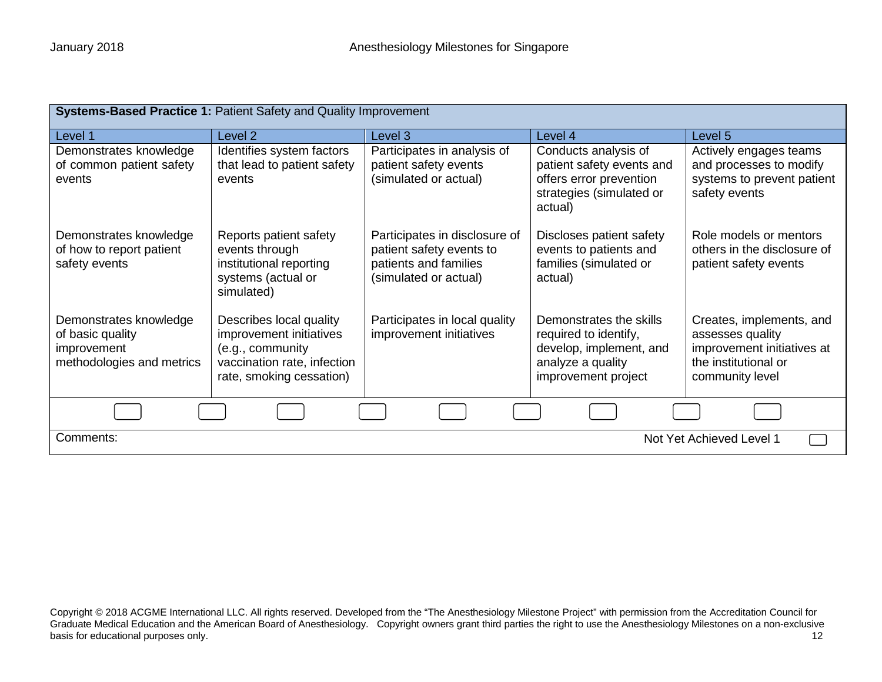**Systems-Based Practice 1:** Patient Safety and Quality Improvement

| Level 1 | Level 2 | Level 3 | Level 4 | Level 5 |
|---|---|---|---|---|
| Demonstrates knowledge of common patient safety events | Identifies system factors that lead to patient safety events | Participates in analysis of patient safety events (simulated or actual) | Conducts analysis of patient safety events and offers error prevention strategies (simulated or actual) | Actively engages teams and processes to modify systems to prevent patient safety events |
| Demonstrates knowledge of how to report patient safety events | Reports patient safety events through institutional reporting systems (actual or simulated) | Participates in disclosure of patient safety events to patients and families (simulated or actual) | Discloses patient safety events to patients and families (simulated or actual) | Role models or mentors others in the disclosure of patient safety events |
| Demonstrates knowledge of basic quality improvement methodologies and metrics | Describes local quality improvement initiatives (e.g., community vaccination rate, infection rate, smoking cessation) | Participates in local quality improvement initiatives | Demonstrates the skills required to identify, develop, implement, and analyze a quality improvement project | Creates, implements, and assesses quality improvement initiatives at the institutional or community level |

Comments:

Not Yet Achieved Level 1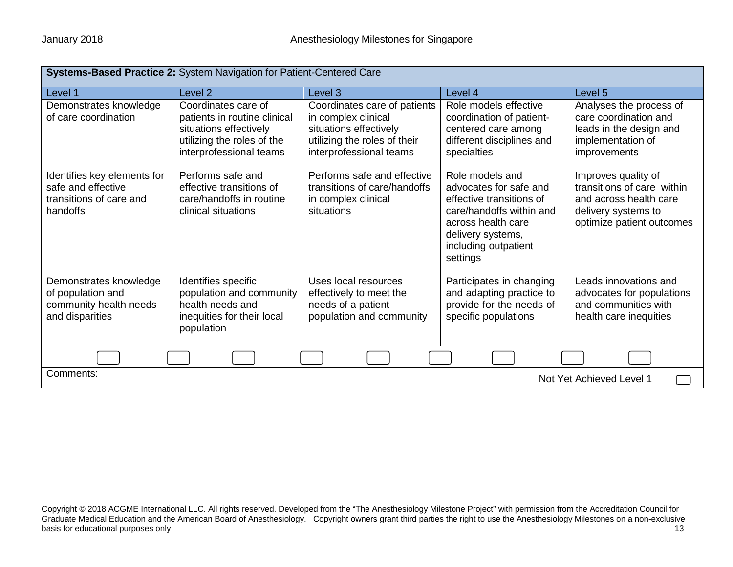| **Systems-Based Practice 2:** System Navigation for Patient-Centered Care | | | | |
|---|---|---|---|---|
| Level 1 | Level 2 | Level 3 | Level 4 | Level 5 |
| Demonstrates knowledge of care coordination | Coordinates care of patients in routine clinical situations effectively utilizing the roles of the interprofessional teams | Coordinates care of patients in complex clinical situations effectively utilizing the roles of their interprofessional teams | Role models effective coordination of patient-centered care among different disciplines and specialties | Analyses the process of care coordination and leads in the design and implementation of improvements |
| Identifies key elements for safe and effective transitions of care and handoffs | Performs safe and effective transitions of care/handoffs in routine clinical situations | Performs safe and effective transitions of care/handoffs in complex clinical situations | Role models and advocates for safe and effective transitions of care/handoffs within and across health care delivery systems, including outpatient settings | Improves quality of transitions of care within and across health care delivery systems to optimize patient outcomes |
| Demonstrates knowledge of population and community health needs and disparities | Identifies specific population and community health needs and inequities for their local population | Uses local resources effectively to meet the needs of a patient population and community | Participates in changing and adapting practice to provide for the needs of specific populations | Leads innovations and advocates for populations and communities with health care inequities |

Comments:

Not Yet Achieved Level 1

Copyright © 2018 ACGME International LLC. All rights reserved. Developed from the "The Anesthesiology Milestone Project" with permission from the Accreditation Council for Graduate Medical Education and the American Board of Anesthesiology. Copyright owners grant third parties the right to use the Anesthesiology Milestones on a non-exclusive basis for educational purposes only.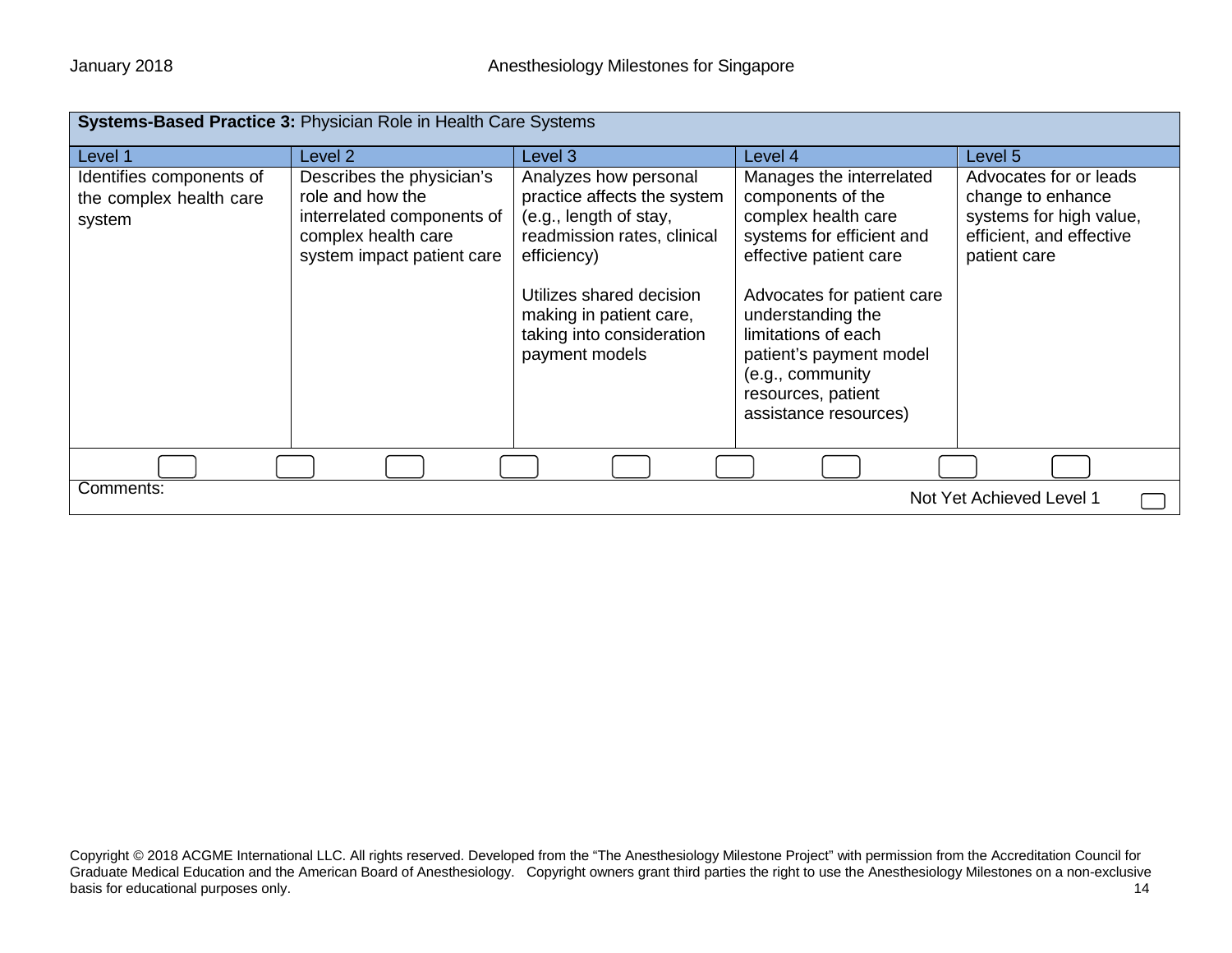| **Systems-Based Practice 3:** Physician Role in Health Care Systems | | | | |
|---|---|---|---|---|
| Level 1 | Level 2 | Level 3 | Level 4 | Level 5 |
| Identifies components of the complex health care system | Describes the physician's role and how the interrelated components of complex health care system impact patient care | Analyzes how personal practice affects the system (e.g., length of stay, readmission rates, clinical efficiency)<br><br>Utilizes shared decision making in patient care, taking into consideration payment models | Manages the interrelated components of the complex health care systems for efficient and effective patient care<br><br>Advocates for patient care understanding the limitations of each patient's payment model (e.g., community resources, patient assistance resources) | Advocates for or leads change to enhance systems for high value, efficient, and effective patient care |

Comments:

Not Yet Achieved Level 1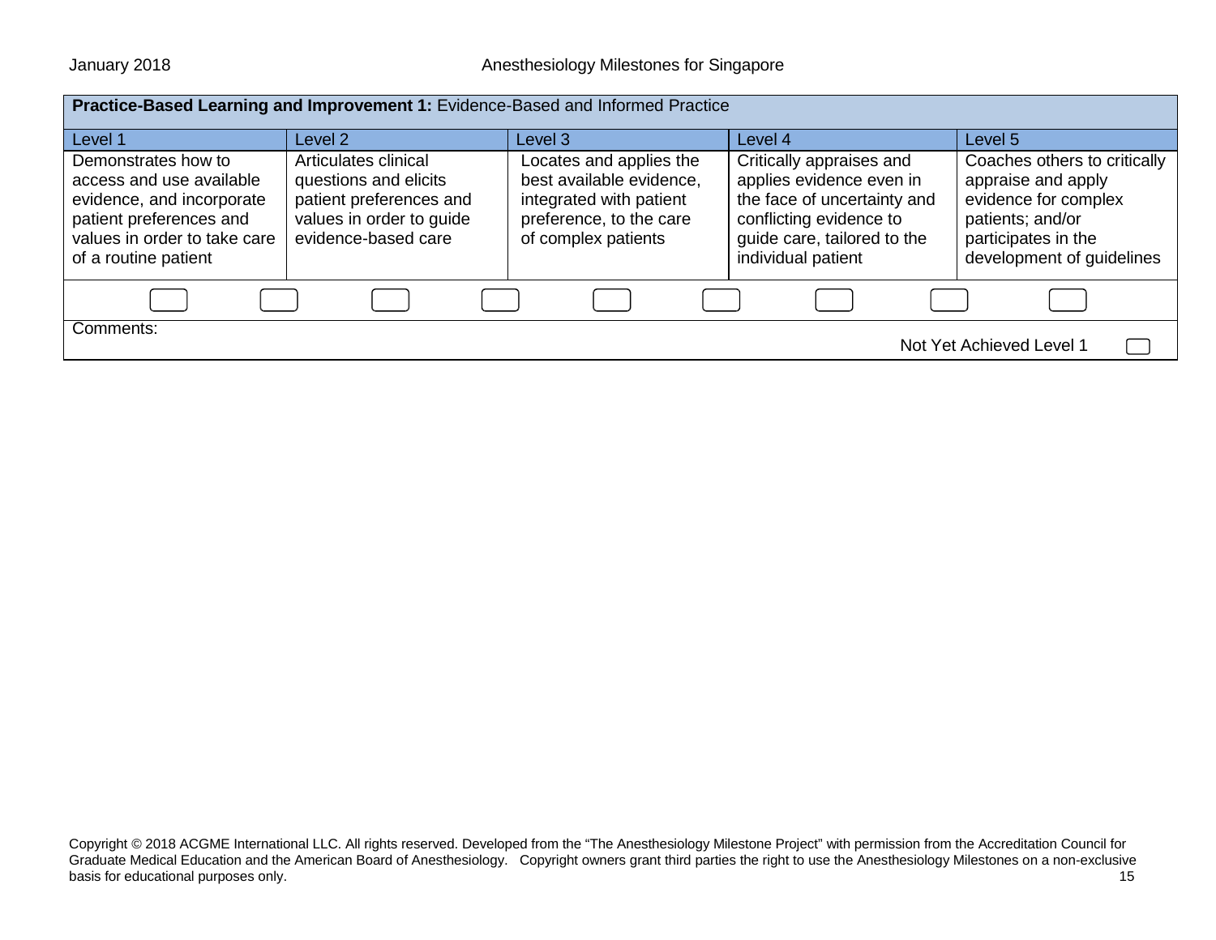| **Practice-Based Learning and Improvement 1:** Evidence-Based and Informed Practice | | | | |
|---|---|---|---|---|
| Level 1 | Level 2 | Level 3 | Level 4 | Level 5 |
| Demonstrates how to access and use available evidence, and incorporate patient preferences and values in order to take care of a routine patient | Articulates clinical questions and elicits patient preferences and values in order to guide evidence-based care | Locates and applies the best available evidence, integrated with patient preference, to the care of complex patients | Critically appraises and applies evidence even in the face of uncertainty and conflicting evidence to guide care, tailored to the individual patient | Coaches others to critically appraise and apply evidence for complex patients; and/or participates in the development of guidelines |

Comments:

Not Yet Achieved Level 1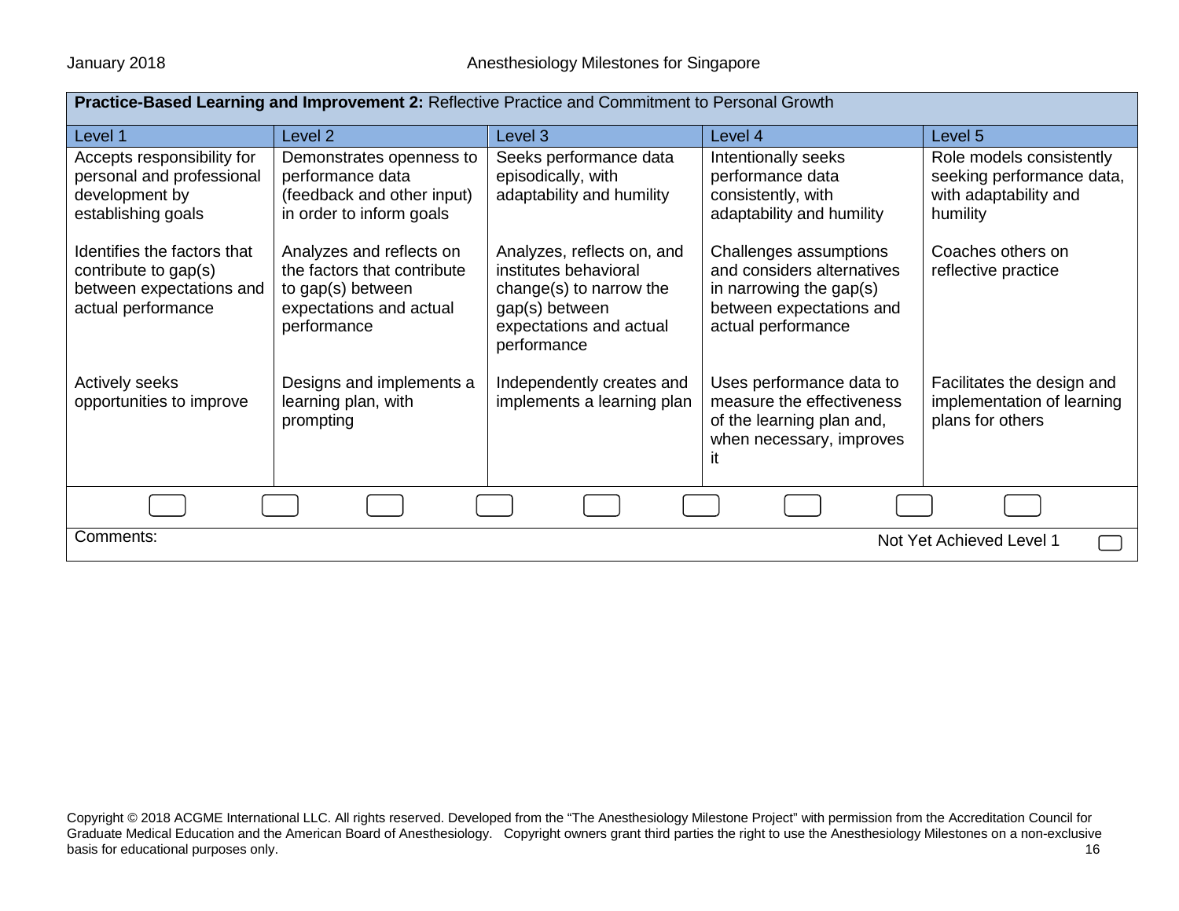**Practice-Based Learning and Improvement 2:** Reflective Practice and Commitment to Personal Growth

| Level 1 | Level 2 | Level 3 | Level 4 | Level 5 |
|---|---|---|---|---|
| Accepts responsibility for personal and professional development by establishing goals | Demonstrates openness to performance data (feedback and other input) in order to inform goals | Seeks performance data episodically, with adaptability and humility | Intentionally seeks performance data consistently, with adaptability and humility | Role models consistently seeking performance data, with adaptability and humility |
| Identifies the factors that contribute to gap(s) between expectations and actual performance | Analyzes and reflects on the factors that contribute to gap(s) between expectations and actual performance | Analyzes, reflects on, and institutes behavioral change(s) to narrow the gap(s) between expectations and actual performance | Challenges assumptions and considers alternatives in narrowing the gap(s) between expectations and actual performance | Coaches others on reflective practice |
| Actively seeks opportunities to improve | Designs and implements a learning plan, with prompting | Independently creates and implements a learning plan | Uses performance data to measure the effectiveness of the learning plan and, when necessary, improves it | Facilitates the design and implementation of learning plans for others |

Comments:

Not Yet Achieved Level 1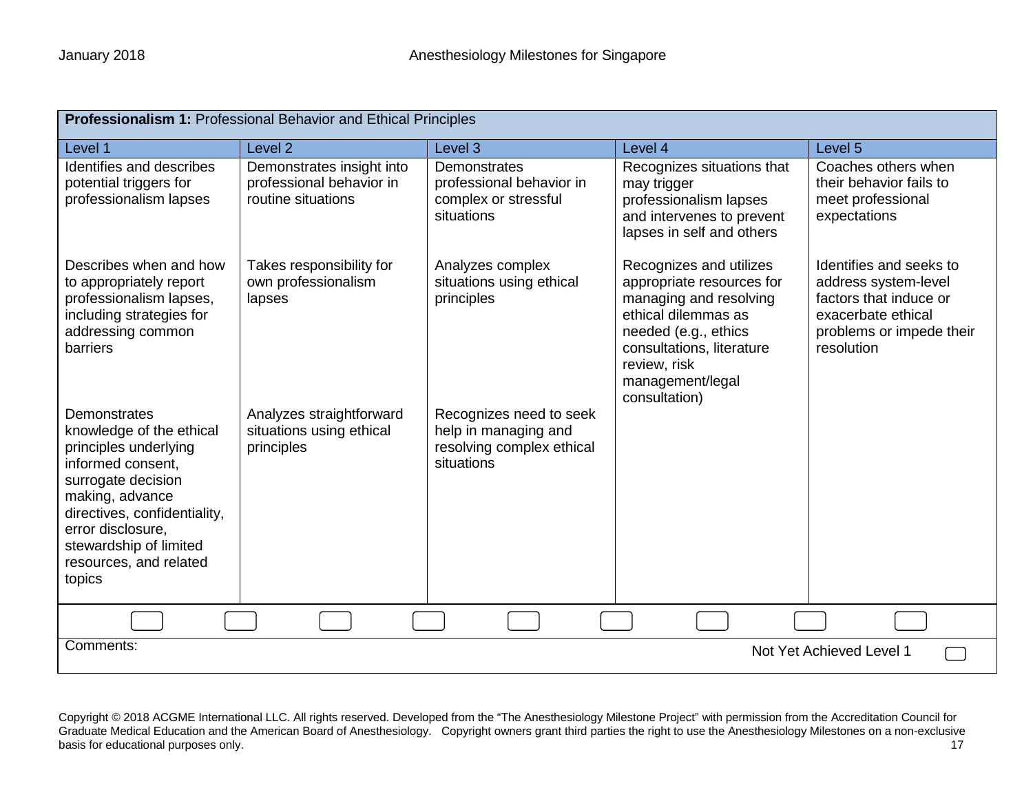| **Professionalism 1:** Professional Behavior and Ethical Principles | | | | |
|---|---|---|---|---|
| Level 1 | Level 2 | Level 3 | Level 4 | Level 5 |
| Identifies and describes potential triggers for professionalism lapses | Demonstrates insight into professional behavior in routine situations | Demonstrates professional behavior in complex or stressful situations | Recognizes situations that may trigger professionalism lapses and intervenes to prevent lapses in self and others | Coaches others when their behavior fails to meet professional expectations |
| Describes when and how to appropriately report professionalism lapses, including strategies for addressing common barriers | Takes responsibility for own professionalism lapses | Analyzes complex situations using ethical principles | Recognizes and utilizes appropriate resources for managing and resolving ethical dilemmas as needed (e.g., ethics consultations, literature review, risk management/legal consultation) | Identifies and seeks to address system-level factors that induce or exacerbate ethical problems or impede their resolution |
| Demonstrates knowledge of the ethical principles underlying informed consent, surrogate decision making, advance directives, confidentiality, error disclosure, stewardship of limited resources, and related topics | Analyzes straightforward situations using ethical principles | Recognizes need to seek help in managing and resolving complex ethical situations | | |

Comments:

Not Yet Achieved Level 1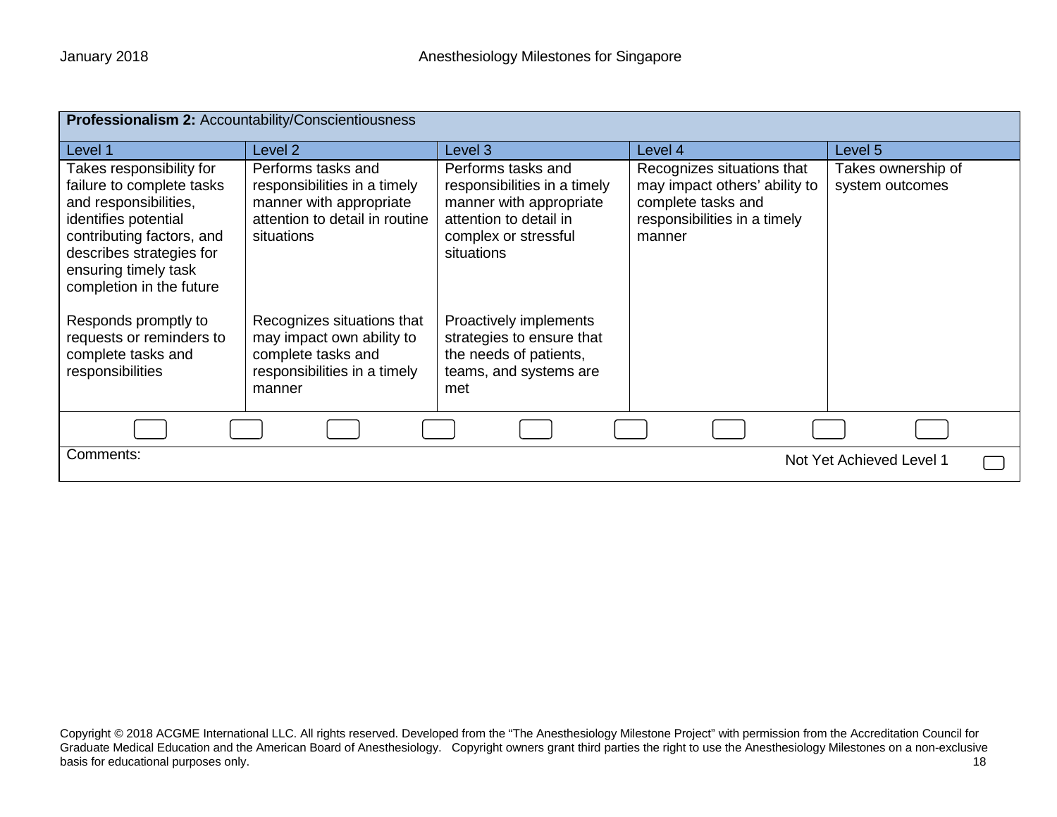| **Professionalism 2:** Accountability/Conscientiousness | | | | |
|---|---|---|---|---|
| Level 1 | Level 2 | Level 3 | Level 4 | Level 5 |
| Takes responsibility for failure to complete tasks and responsibilities, identifies potential contributing factors, and describes strategies for ensuring timely task completion in the future<br><br>Responds promptly to requests or reminders to complete tasks and responsibilities | Performs tasks and responsibilities in a timely manner with appropriate attention to detail in routine situations<br><br>Recognizes situations that may impact own ability to complete tasks and responsibilities in a timely manner | Performs tasks and responsibilities in a timely manner with appropriate attention to detail in complex or stressful situations<br><br>Proactively implements strategies to ensure that the needs of patients, teams, and systems are met | Recognizes situations that may impact others' ability to complete tasks and responsibilities in a timely manner | Takes ownership of system outcomes |

Comments:

Not Yet Achieved Level 1

Copyright © 2018 ACGME International LLC. All rights reserved. Developed from the "The Anesthesiology Milestone Project" with permission from the Accreditation Council for Graduate Medical Education and the American Board of Anesthesiology. Copyright owners grant third parties the right to use the Anesthesiology Milestones on a non-exclusive basis for educational purposes only.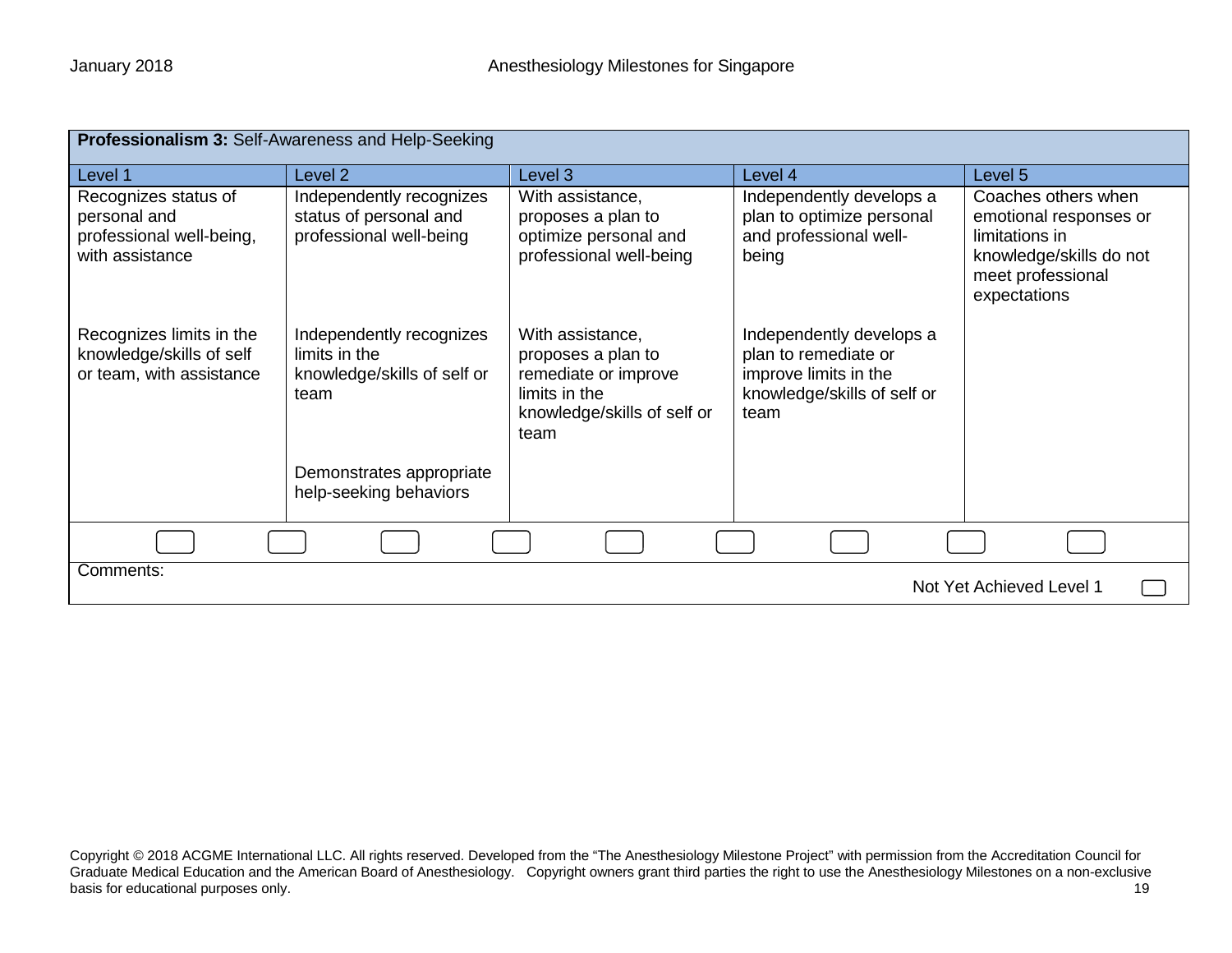| **Professionalism 3:** Self-Awareness and Help-Seeking | | | | |
|---|---|---|---|---|
| Level 1 | Level 2 | Level 3 | Level 4 | Level 5 |
| Recognizes status of personal and professional well-being, with assistance | Independently recognizes status of personal and professional well-being | With assistance, proposes a plan to optimize personal and professional well-being | Independently develops a plan to optimize personal and professional well-being | Coaches others when emotional responses or limitations in knowledge/skills do not meet professional expectations |
| Recognizes limits in the knowledge/skills of self or team, with assistance | Independently recognizes limits in the knowledge/skills of self or team | With assistance, proposes a plan to remediate or improve limits in the knowledge/skills of self or team | Independently develops a plan to remediate or improve limits in the knowledge/skills of self or team | |
| | Demonstrates appropriate help-seeking behaviors | | | |

Comments:

Not Yet Achieved Level 1

Copyright © 2018 ACGME International LLC. All rights reserved. Developed from the "The Anesthesiology Milestone Project" with permission from the Accreditation Council for Graduate Medical Education and the American Board of Anesthesiology. Copyright owners grant third parties the right to use the Anesthesiology Milestones on a non-exclusive basis for educational purposes only.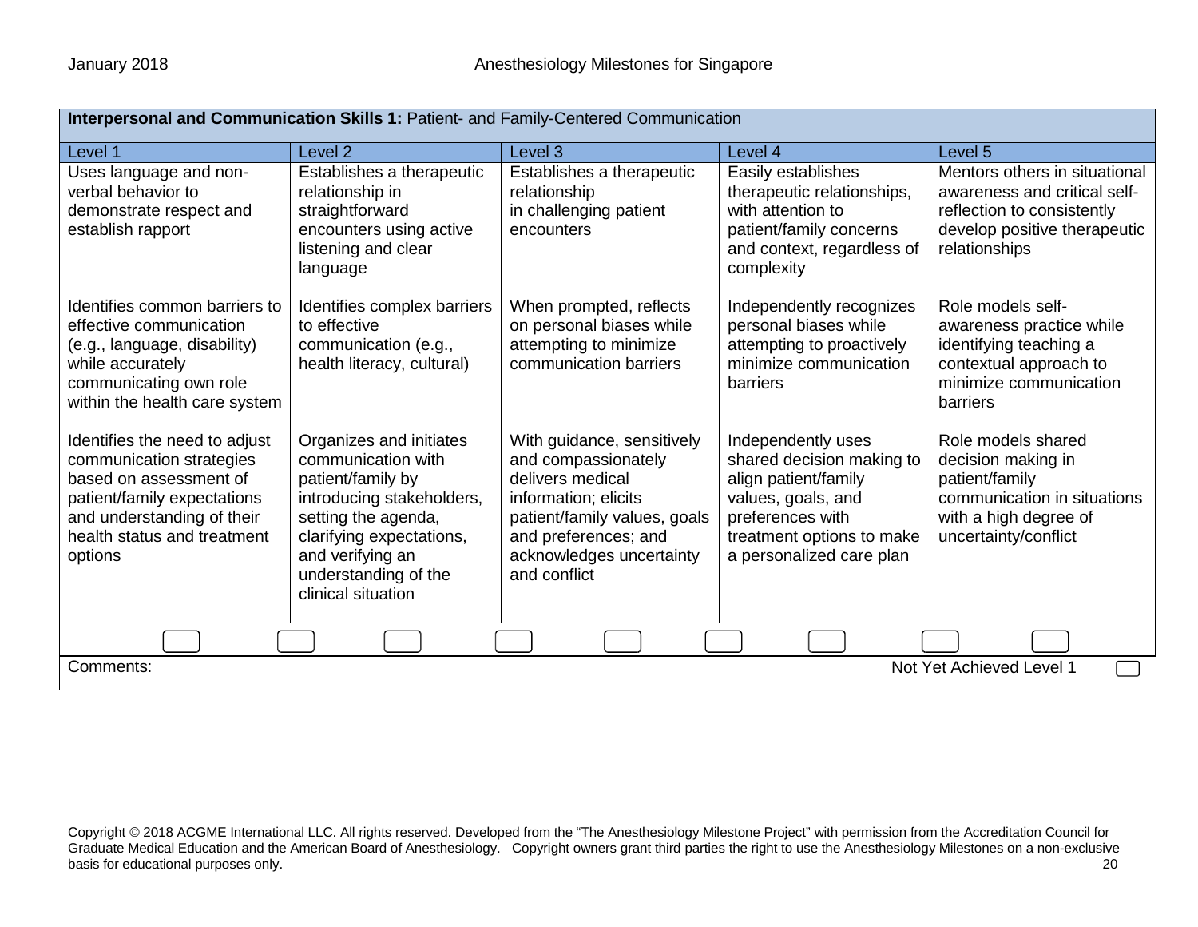**Interpersonal and Communication Skills 1:** Patient- and Family-Centered Communication

| Level 1 | Level 2 | Level 3 | Level 4 | Level 5 |
|---|---|---|---|---|
| Uses language and non-verbal behavior to demonstrate respect and establish rapport | Establishes a therapeutic relationship in straightforward encounters using active listening and clear language | Establishes a therapeutic relationship in challenging patient encounters | Easily establishes therapeutic relationships, with attention to patient/family concerns and context, regardless of complexity | Mentors others in situational awareness and critical self-reflection to consistently develop positive therapeutic relationships |
| Identifies common barriers to effective communication (e.g., language, disability) while accurately communicating own role within the health care system | Identifies complex barriers to effective communication (e.g., health literacy, cultural) | When prompted, reflects on personal biases while attempting to minimize communication barriers | Independently recognizes personal biases while attempting to proactively minimize communication barriers | Role models self-awareness practice while identifying teaching a contextual approach to minimize communication barriers |
| Identifies the need to adjust communication strategies based on assessment of patient/family expectations and understanding of their health status and treatment options | Organizes and initiates communication with patient/family by introducing stakeholders, setting the agenda, clarifying expectations, and verifying an understanding of the clinical situation | With guidance, sensitively and compassionately delivers medical information; elicits patient/family values, goals and preferences; and acknowledges uncertainty and conflict | Independently uses shared decision making to align patient/family values, goals, and preferences with treatment options to make a personalized care plan | Role models shared decision making in patient/family communication in situations with a high degree of uncertainty/conflict |

Comments:

Not Yet Achieved Level 1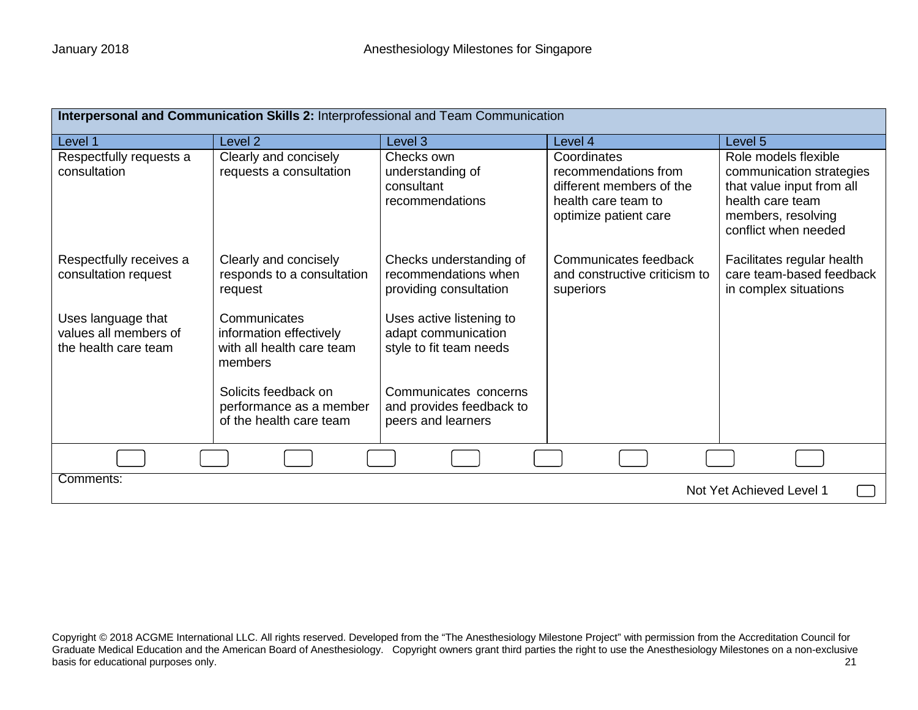**Interpersonal and Communication Skills 2:** Interprofessional and Team Communication

| Level 1 | Level 2 | Level 3 | Level 4 | Level 5 |
|---|---|---|---|---|
| Respectfully requests a consultation | Clearly and concisely requests a consultation | Checks own understanding of consultant recommendations | Coordinates recommendations from different members of the health care team to optimize patient care | Role models flexible communication strategies that value input from all health care team members, resolving conflict when needed |
| Respectfully receives a consultation request | Clearly and concisely responds to a consultation request | Checks understanding of recommendations when providing consultation | Communicates feedback and constructive criticism to superiors | Facilitates regular health care team-based feedback in complex situations |
| Uses language that values all members of the health care team | Communicates information effectively with all health care team members | Uses active listening to adapt communication style to fit team needs | | |
| | Solicits feedback on performance as a member of the health care team | Communicates concerns and provides feedback to peers and learners | | |

Comments:

Not Yet Achieved Level 1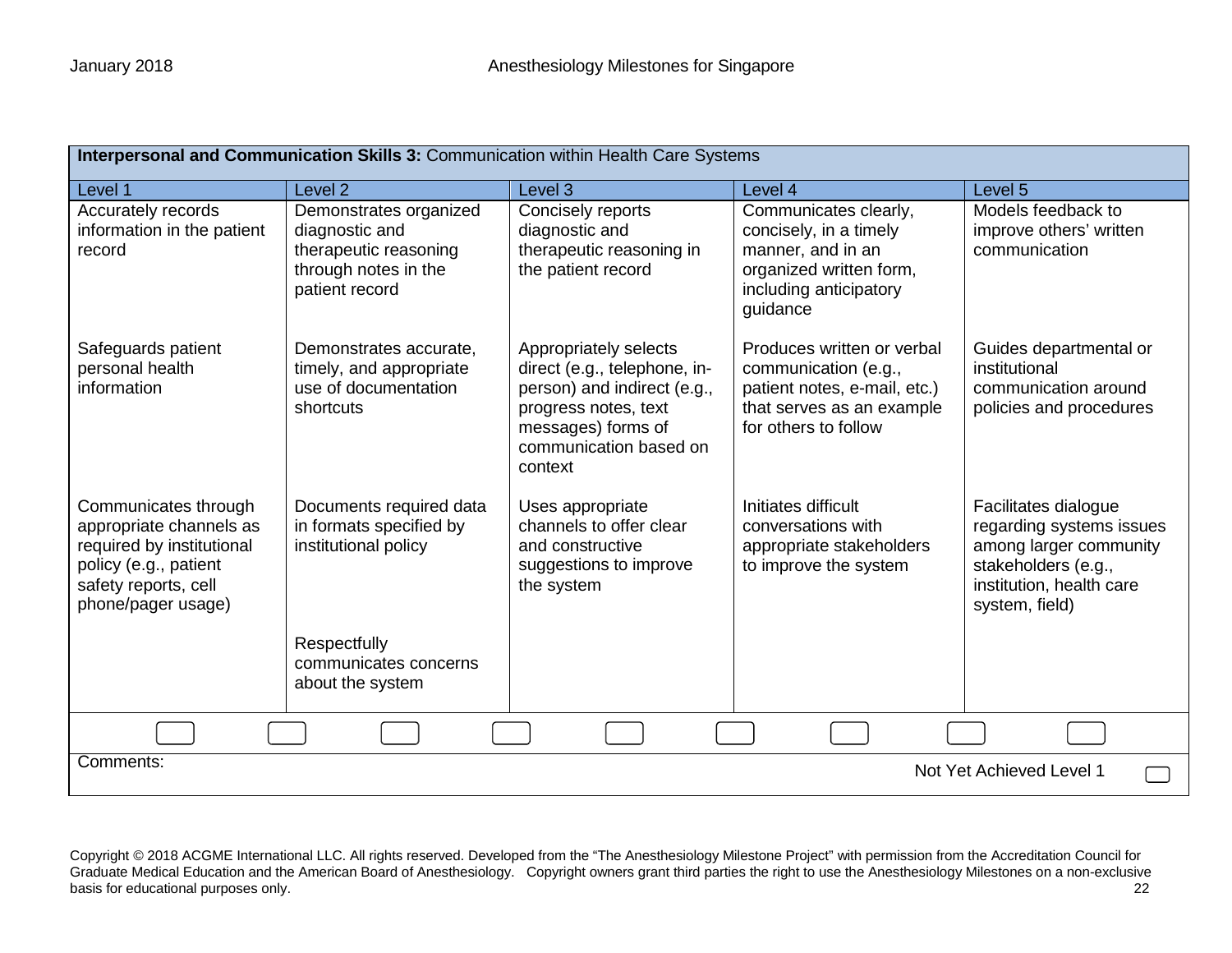| Interpersonal and Communication Skills 3: Communication within Health Care Systems | | | | |
|---|---|---|---|---|
| Level 1 | Level 2 | Level 3 | Level 4 | Level 5 |
| Accurately records information in the patient record | Demonstrates organized diagnostic and therapeutic reasoning through notes in the patient record | Concisely reports diagnostic and therapeutic reasoning in the patient record | Communicates clearly, concisely, in a timely manner, and in an organized written form, including anticipatory guidance | Models feedback to improve others' written communication |
| Safeguards patient personal health information | Demonstrates accurate, timely, and appropriate use of documentation shortcuts | Appropriately selects direct (e.g., telephone, in-person) and indirect (e.g., progress notes, text messages) forms of communication based on context | Produces written or verbal communication (e.g., patient notes, e-mail, etc.) that serves as an example for others to follow | Guides departmental or institutional communication around policies and procedures |
| Communicates through appropriate channels as required by institutional policy (e.g., patient safety reports, cell phone/pager usage) | Documents required data in formats specified by institutional policy<br><br>Respectfully communicates concerns about the system | Uses appropriate channels to offer clear and constructive suggestions to improve the system | Initiates difficult conversations with appropriate stakeholders to improve the system | Facilitates dialogue regarding systems issues among larger community stakeholders (e.g., institution, health care system, field) |

Comments:

Not Yet Achieved Level 1

Copyright © 2018 ACGME International LLC. All rights reserved. Developed from the "The Anesthesiology Milestone Project" with permission from the Accreditation Council for Graduate Medical Education and the American Board of Anesthesiology. Copyright owners grant third parties the right to use the Anesthesiology Milestones on a non-exclusive basis for educational purposes only.